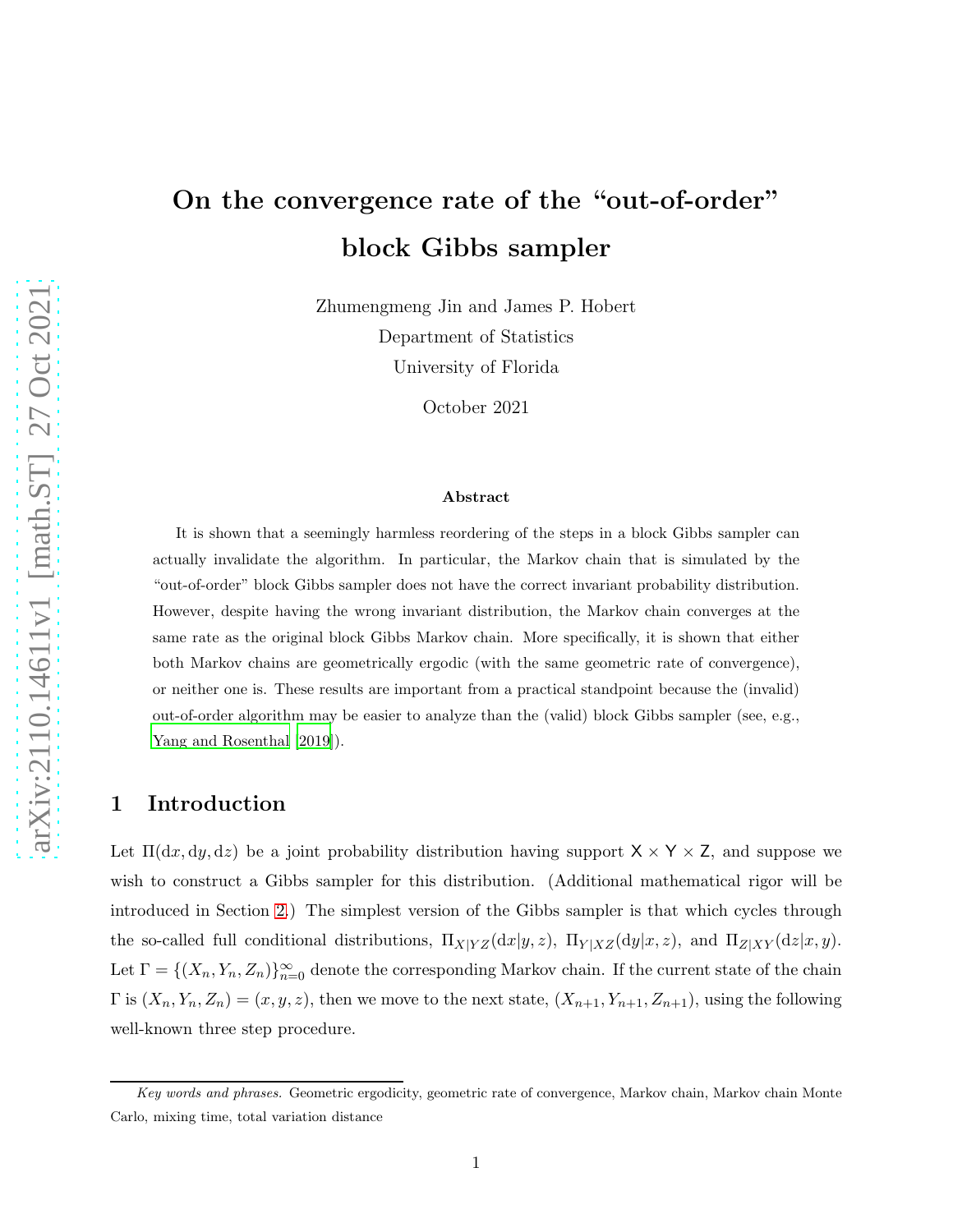# On the convergence rate of the "out-of-order" block Gibbs sampler

Zhumengmeng Jin and James P. Hobert
Department of Statistics
University of Florida

October 2021

### Abstract

It is shown that a seemingly harmless reordering of the steps in a block Gibbs sampler can actually invalidate the algorithm. In particular, the Markov chain that is simulated by the "out-of-order" block Gibbs sampler does not have the correct invariant probability distribution. However, despite having the wrong invariant distribution, the Markov chain converges at the same rate as the original block Gibbs Markov chain. More specifically, it is shown that either both Markov chains are geometrically ergodic (with the same geometric rate of convergence), or neither one is. These results are important from a practical standpoint because the (invalid) out-of-order algorithm may be easier to analyze than the (valid) block Gibbs sampler (see, e.g., Yang and Rosenthal [2019]).

## 1 Introduction

Let $\Pi(\mathrm{d}x, \mathrm{d}y, \mathrm{d}z)$ be a joint probability distribution having support $\mathsf{X} \times \mathsf{Y} \times \mathsf{Z}$, and suppose we wish to construct a Gibbs sampler for this distribution. (Additional mathematical rigor will be introduced in Section 2.) The simplest version of the Gibbs sampler is that which cycles through the so-called full conditional distributions, $\Pi_{X|YZ}(\mathrm{d}x|y, z)$, $\Pi_{Y|XZ}(\mathrm{d}y|x, z)$, and $\Pi_{Z|XY}(\mathrm{d}z|x, y)$. Let $\Gamma = \{(X_n, Y_n, Z_n)\}_{n=0}^{\infty}$ denote the corresponding Markov chain. If the current state of the chain $\Gamma$ is $(X_n, Y_n, Z_n) = (x, y, z)$, then we move to the next state, $(X_{n+1}, Y_{n+1}, Z_{n+1})$, using the following well-known three step procedure.

*Key words and phrases.* Geometric ergodicity, geometric rate of convergence, Markov chain, Markov chain Monte Carlo, mixing time, total variation distance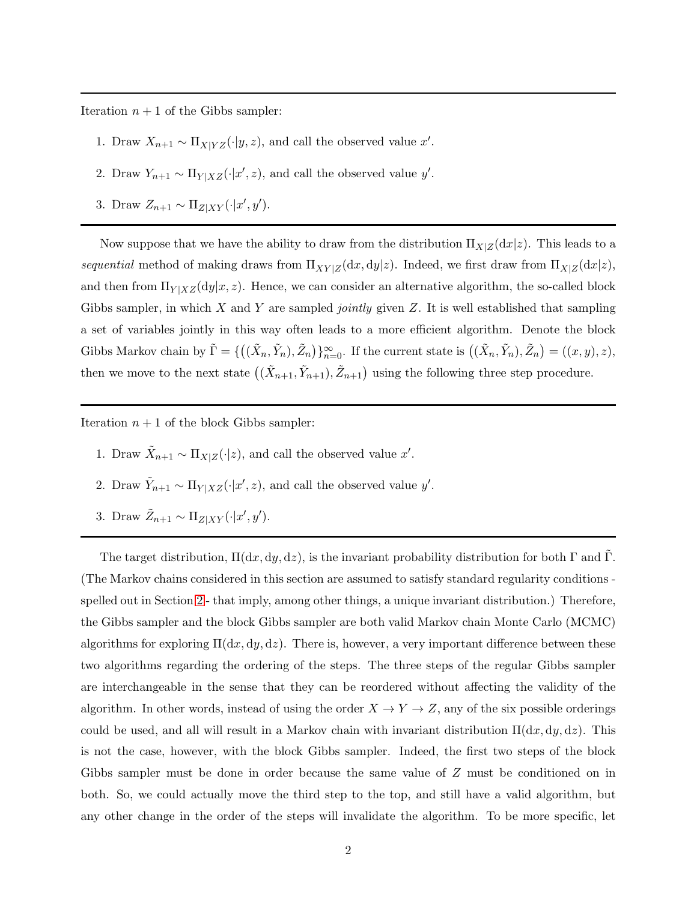---

Iteration $n+1$ of the Gibbs sampler:

1. Draw $X_{n+1} \sim \Pi_{X|YZ}(\cdot|y,z)$, and call the observed value $x'$.
2. Draw $Y_{n+1} \sim \Pi_{Y|XZ}(\cdot|x',z)$, and call the observed value $y'$.
3. Draw $Z_{n+1} \sim \Pi_{Z|XY}(\cdot|x',y')$.

---

Now suppose that we have the ability to draw from the distribution $\Pi_{X|Z}(\mathrm{d}x|z)$. This leads to a *sequential* method of making draws from $\Pi_{XY|Z}(\mathrm{d}x, \mathrm{d}y|z)$. Indeed, we first draw from $\Pi_{X|Z}(\mathrm{d}x|z)$, and then from $\Pi_{Y|XZ}(\mathrm{d}y|x,z)$. Hence, we can consider an alternative algorithm, the so-called block Gibbs sampler, in which $X$ and $Y$ are sampled *jointly* given $Z$. It is well established that sampling a set of variables jointly in this way often leads to a more efficient algorithm. Denote the block Gibbs Markov chain by $\tilde{\Gamma} = \{\big((\tilde{X}_n, \tilde{Y}_n), \tilde{Z}_n\big)\}_{n=0}^{\infty}$. If the current state is $\big((\tilde{X}_n, \tilde{Y}_n), \tilde{Z}_n\big) = ((x,y),z)$, then we move to the next state $\big((\tilde{X}_{n+1}, \tilde{Y}_{n+1}), \tilde{Z}_{n+1}\big)$ using the following three step procedure.

---

Iteration $n+1$ of the block Gibbs sampler:

1. Draw $\tilde{X}_{n+1} \sim \Pi_{X|Z}(\cdot|z)$, and call the observed value $x'$.
2. Draw $\tilde{Y}_{n+1} \sim \Pi_{Y|XZ}(\cdot|x',z)$, and call the observed value $y'$.
3. Draw $\tilde{Z}_{n+1} \sim \Pi_{Z|XY}(\cdot|x',y')$.

---

The target distribution, $\Pi(\mathrm{d}x, \mathrm{d}y, \mathrm{d}z)$, is the invariant probability distribution for both $\Gamma$ and $\tilde{\Gamma}$. (The Markov chains considered in this section are assumed to satisfy standard regularity conditions - spelled out in Section 2 - that imply, among other things, a unique invariant distribution.) Therefore, the Gibbs sampler and the block Gibbs sampler are both valid Markov chain Monte Carlo (MCMC) algorithms for exploring $\Pi(\mathrm{d}x, \mathrm{d}y, \mathrm{d}z)$. There is, however, a very important difference between these two algorithms regarding the ordering of the steps. The three steps of the regular Gibbs sampler are interchangeable in the sense that they can be reordered without affecting the validity of the algorithm. In other words, instead of using the order $X \to Y \to Z$, any of the six possible orderings could be used, and all will result in a Markov chain with invariant distribution $\Pi(\mathrm{d}x, \mathrm{d}y, \mathrm{d}z)$. This is not the case, however, with the block Gibbs sampler. Indeed, the first two steps of the block Gibbs sampler must be done in order because the same value of $Z$ must be conditioned on in both. So, we could actually move the third step to the top, and still have a valid algorithm, but any other change in the order of the steps will invalidate the algorithm. To be more specific, let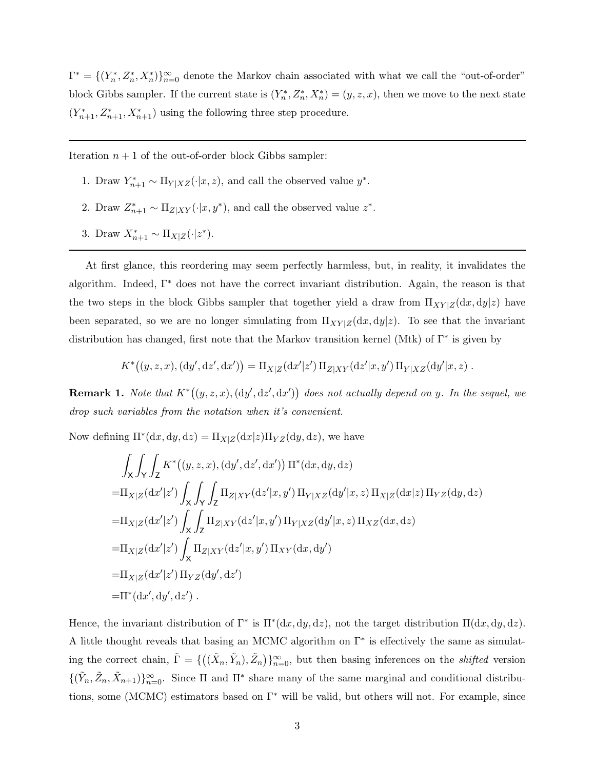$\Gamma^* = \{(Y_n^*, Z_n^*, X_n^*)\}_{n=0}^{\infty}$ denote the Markov chain associated with what we call the "out-of-order" block Gibbs sampler. If the current state is $(Y_n^*, Z_n^*, X_n^*) = (y, z, x)$, then we move to the next state $(Y_{n+1}^*, Z_{n+1}^*, X_{n+1}^*)$ using the following three step procedure.

---

Iteration $n+1$ of the out-of-order block Gibbs sampler:

1. Draw $Y_{n+1}^* \sim \Pi_{Y|XZ}(\cdot|x, z)$, and call the observed value $y^*$.
2. Draw $Z_{n+1}^* \sim \Pi_{Z|XY}(\cdot|x, y^*)$, and call the observed value $z^*$.
3. Draw $X_{n+1}^* \sim \Pi_{X|Z}(\cdot|z^*)$.

---

At first glance, this reordering may seem perfectly harmless, but, in reality, it invalidates the algorithm. Indeed, $\Gamma^*$ does not have the correct invariant distribution. Again, the reason is that the two steps in the block Gibbs sampler that together yield a draw from $\Pi_{XY|Z}(\mathrm{d}x, \mathrm{d}y|z)$ have been separated, so we are no longer simulating from $\Pi_{XY|Z}(\mathrm{d}x, \mathrm{d}y|z)$. To see that the invariant distribution has changed, first note that the Markov transition kernel (Mtk) of $\Gamma^*$ is given by

$$K^*\big((y, z, x), (\mathrm{d}y', \mathrm{d}z', \mathrm{d}x')\big) = \Pi_{X|Z}(\mathrm{d}x'|z')\, \Pi_{Z|XY}(\mathrm{d}z'|x, y')\, \Pi_{Y|XZ}(\mathrm{d}y'|x, z)\ .$$

**Remark 1.** *Note that $K^*\big((y, z, x), (\mathrm{d}y', \mathrm{d}z', \mathrm{d}x')\big)$ does not actually depend on $y$. In the sequel, we drop such variables from the notation when it's convenient.*

Now defining $\Pi^*(\mathrm{d}x, \mathrm{d}y, \mathrm{d}z) = \Pi_{X|Z}(\mathrm{d}x|z)\Pi_{YZ}(\mathrm{d}y, \mathrm{d}z)$, we have

$$
\begin{aligned}
&\int_{\mathsf{X}}\int_{\mathsf{Y}}\int_{\mathsf{Z}} K^*\big((y, z, x), (\mathrm{d}y', \mathrm{d}z', \mathrm{d}x')\big)\, \Pi^*(\mathrm{d}x, \mathrm{d}y, \mathrm{d}z) \\
=&\Pi_{X|Z}(\mathrm{d}x'|z') \int_{\mathsf{X}}\int_{\mathsf{Y}}\int_{\mathsf{Z}} \Pi_{Z|XY}(\mathrm{d}z'|x, y')\, \Pi_{Y|XZ}(\mathrm{d}y'|x, z)\, \Pi_{X|Z}(\mathrm{d}x|z)\, \Pi_{YZ}(\mathrm{d}y, \mathrm{d}z) \\
=&\Pi_{X|Z}(\mathrm{d}x'|z') \int_{\mathsf{X}}\int_{\mathsf{Z}} \Pi_{Z|XY}(\mathrm{d}z'|x, y')\, \Pi_{Y|XZ}(\mathrm{d}y'|x, z)\, \Pi_{XZ}(\mathrm{d}x, \mathrm{d}z) \\
=&\Pi_{X|Z}(\mathrm{d}x'|z') \int_{\mathsf{X}} \Pi_{Z|XY}(\mathrm{d}z'|x, y')\, \Pi_{XY}(\mathrm{d}x, \mathrm{d}y') \\
=&\Pi_{X|Z}(\mathrm{d}x'|z')\, \Pi_{YZ}(\mathrm{d}y', \mathrm{d}z') \\
=&\Pi^*(\mathrm{d}x', \mathrm{d}y', \mathrm{d}z')\ .
\end{aligned}
$$

Hence, the invariant distribution of $\Gamma^*$ is $\Pi^*(\mathrm{d}x, \mathrm{d}y, \mathrm{d}z)$, not the target distribution $\Pi(\mathrm{d}x, \mathrm{d}y, \mathrm{d}z)$. A little thought reveals that basing an MCMC algorithm on $\Gamma^*$ is effectively the same as simulating the correct chain, $\tilde{\Gamma} = \{\big((\tilde{X}_n, \tilde{Y}_n), \tilde{Z}_n\big)\}_{n=0}^{\infty}$, but then basing inferences on the *shifted* version $\{(\tilde{Y}_n, \tilde{Z}_n, \tilde{X}_{n+1})\}_{n=0}^{\infty}$. Since $\Pi$ and $\Pi^*$ share many of the same marginal and conditional distributions, some (MCMC) estimators based on $\Gamma^*$ will be valid, but others will not. For example, since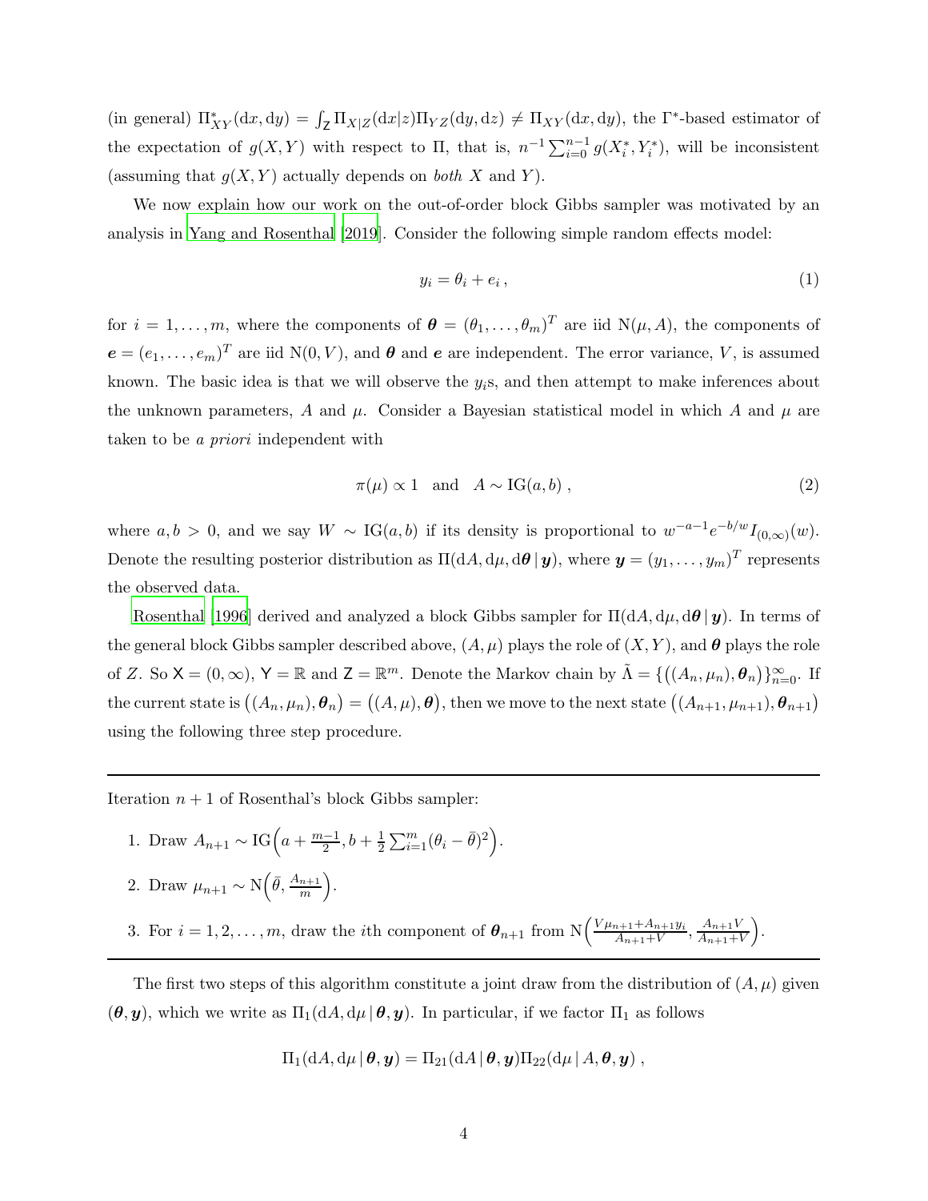(in general) $\Pi^*_{XY}(\mathrm{d}x, \mathrm{d}y) = \int_{\mathsf{Z}} \Pi_{X|Z}(\mathrm{d}x|z)\Pi_{YZ}(\mathrm{d}y, \mathrm{d}z) \neq \Pi_{XY}(\mathrm{d}x, \mathrm{d}y)$, the $\Gamma^*$-based estimator of the expectation of $g(X,Y)$ with respect to $\Pi$, that is, $n^{-1}\sum_{i=0}^{n-1} g(X^*_i, Y^*_i)$, will be inconsistent (assuming that $g(X,Y)$ actually depends on *both* $X$ and $Y$).

We now explain how our work on the out-of-order block Gibbs sampler was motivated by an analysis in Yang and Rosenthal [2019]. Consider the following simple random effects model:

$$y_i = \theta_i + e_i \,, \tag{1}$$

for $i = 1, \ldots, m$, where the components of $\boldsymbol{\theta} = (\theta_1, \ldots, \theta_m)^T$ are iid $\mathrm{N}(\mu, A)$, the components of $\boldsymbol{e} = (e_1, \ldots, e_m)^T$ are iid $\mathrm{N}(0, V)$, and $\boldsymbol{\theta}$ and $\boldsymbol{e}$ are independent. The error variance, $V$, is assumed known. The basic idea is that we will observe the $y_i$s, and then attempt to make inferences about the unknown parameters, $A$ and $\mu$. Consider a Bayesian statistical model in which $A$ and $\mu$ are taken to be *a priori* independent with

$$\pi(\mu) \propto 1 \quad \text{and} \quad A \sim \mathrm{IG}(a, b) \,, \tag{2}$$

where $a, b > 0$, and we say $W \sim \mathrm{IG}(a,b)$ if its density is proportional to $w^{-a-1}e^{-b/w}I_{(0,\infty)}(w)$. Denote the resulting posterior distribution as $\Pi(\mathrm{d}A, \mathrm{d}\mu, \mathrm{d}\boldsymbol{\theta} \,|\, \boldsymbol{y})$, where $\boldsymbol{y} = (y_1, \ldots, y_m)^T$ represents the observed data.

Rosenthal [1996] derived and analyzed a block Gibbs sampler for $\Pi(\mathrm{d}A, \mathrm{d}\mu, \mathrm{d}\boldsymbol{\theta} \,|\, \boldsymbol{y})$. In terms of the general block Gibbs sampler described above, $(A, \mu)$ plays the role of $(X, Y)$, and $\boldsymbol{\theta}$ plays the role of $Z$. So $\mathsf{X} = (0, \infty)$, $\mathsf{Y} = \mathbb{R}$ and $\mathsf{Z} = \mathbb{R}^m$. Denote the Markov chain by $\tilde{\Lambda} = \{\big((A_n, \mu_n), \boldsymbol{\theta}_n\big)\}_{n=0}^{\infty}$. If the current state is $\big((A_n, \mu_n), \boldsymbol{\theta}_n\big) = \big((A, \mu), \boldsymbol{\theta}\big)$, then we move to the next state $\big((A_{n+1}, \mu_{n+1}), \boldsymbol{\theta}_{n+1}\big)$ using the following three step procedure.

---

Iteration $n+1$ of Rosenthal's block Gibbs sampler:

1. Draw $A_{n+1} \sim \mathrm{IG}\Big(a + \frac{m-1}{2}, b + \frac{1}{2}\sum_{i=1}^m (\theta_i - \bar{\theta})^2\Big)$.
2. Draw $\mu_{n+1} \sim \mathrm{N}\Big(\bar{\theta}, \frac{A_{n+1}}{m}\Big)$.
3. For $i = 1, 2, \ldots, m$, draw the $i$th component of $\boldsymbol{\theta}_{n+1}$ from $\mathrm{N}\Big(\frac{V\mu_{n+1} + A_{n+1}y_i}{A_{n+1}+V}, \frac{A_{n+1}V}{A_{n+1}+V}\Big)$.

---

The first two steps of this algorithm constitute a joint draw from the distribution of $(A, \mu)$ given $(\boldsymbol{\theta}, \boldsymbol{y})$, which we write as $\Pi_1(\mathrm{d}A, \mathrm{d}\mu \,|\, \boldsymbol{\theta}, \boldsymbol{y})$. In particular, if we factor $\Pi_1$ as follows

$$\Pi_1(\mathrm{d}A, \mathrm{d}\mu \,|\, \boldsymbol{\theta}, \boldsymbol{y}) = \Pi_{21}(\mathrm{d}A \,|\, \boldsymbol{\theta}, \boldsymbol{y})\Pi_{22}(\mathrm{d}\mu \,|\, A, \boldsymbol{\theta}, \boldsymbol{y}) \,,$$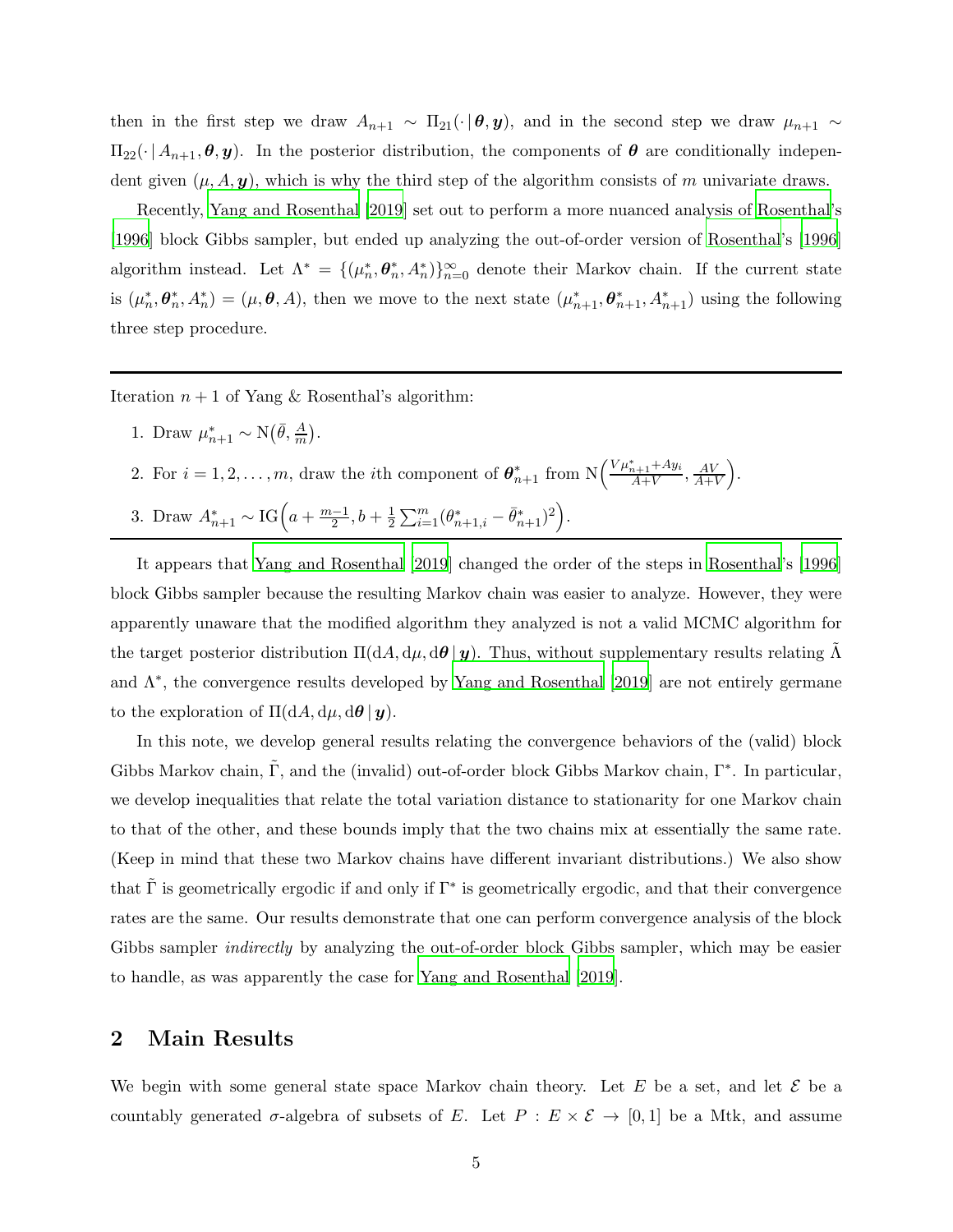then in the first step we draw $A_{n+1} \sim \Pi_{21}(\cdot \,|\, \boldsymbol{\theta}, \boldsymbol{y})$, and in the second step we draw $\mu_{n+1} \sim \Pi_{22}(\cdot \,|\, A_{n+1}, \boldsymbol{\theta}, \boldsymbol{y})$. In the posterior distribution, the components of $\boldsymbol{\theta}$ are conditionally independent given $(\mu, A, \boldsymbol{y})$, which is why the third step of the algorithm consists of $m$ univariate draws.

Recently, Yang and Rosenthal [2019] set out to perform a more nuanced analysis of Rosenthal's [1996] block Gibbs sampler, but ended up analyzing the out-of-order version of Rosenthal's [1996] algorithm instead. Let $\Lambda^* = \{(\mu_n^*, \boldsymbol{\theta}_n^*, A_n^*)\}_{n=0}^\infty$ denote their Markov chain. If the current state is $(\mu_n^*, \boldsymbol{\theta}_n^*, A_n^*) = (\mu, \boldsymbol{\theta}, A)$, then we move to the next state $(\mu_{n+1}^*, \boldsymbol{\theta}_{n+1}^*, A_{n+1}^*)$ using the following three step procedure.

---

Iteration $n + 1$ of Yang & Rosenthal's algorithm:

1. Draw $\mu_{n+1}^* \sim \mathrm{N}\big(\bar{\theta}, \frac{A}{m}\big)$.
2. For $i = 1, 2, \ldots, m$, draw the $i$th component of $\boldsymbol{\theta}_{n+1}^*$ from $\mathrm{N}\Big(\frac{V\mu_{n+1}^* + Ay_i}{A+V}, \frac{AV}{A+V}\Big)$.
3. Draw $A_{n+1}^* \sim \mathrm{IG}\Big(a + \frac{m-1}{2}, b + \frac{1}{2}\sum_{i=1}^m (\theta_{n+1,i}^* - \bar{\theta}_{n+1}^*)^2\Big)$.

---

It appears that Yang and Rosenthal [2019] changed the order of the steps in Rosenthal's [1996] block Gibbs sampler because the resulting Markov chain was easier to analyze. However, they were apparently unaware that the modified algorithm they analyzed is not a valid MCMC algorithm for the target posterior distribution $\Pi(\mathrm{d}A, \mathrm{d}\mu, \mathrm{d}\boldsymbol{\theta} \,|\, \boldsymbol{y})$. Thus, without supplementary results relating $\tilde{\Lambda}$ and $\Lambda^*$, the convergence results developed by Yang and Rosenthal [2019] are not entirely germane to the exploration of $\Pi(\mathrm{d}A, \mathrm{d}\mu, \mathrm{d}\boldsymbol{\theta} \,|\, \boldsymbol{y})$.

In this note, we develop general results relating the convergence behaviors of the (valid) block Gibbs Markov chain, $\tilde{\Gamma}$, and the (invalid) out-of-order block Gibbs Markov chain, $\Gamma^*$. In particular, we develop inequalities that relate the total variation distance to stationarity for one Markov chain to that of the other, and these bounds imply that the two chains mix at essentially the same rate. (Keep in mind that these two Markov chains have different invariant distributions.) We also show that $\tilde{\Gamma}$ is geometrically ergodic if and only if $\Gamma^*$ is geometrically ergodic, and that their convergence rates are the same. Our results demonstrate that one can perform convergence analysis of the block Gibbs sampler *indirectly* by analyzing the out-of-order block Gibbs sampler, which may be easier to handle, as was apparently the case for Yang and Rosenthal [2019].

## 2 Main Results

We begin with some general state space Markov chain theory. Let $E$ be a set, and let $\mathcal{E}$ be a countably generated $\sigma$-algebra of subsets of $E$. Let $P : E \times \mathcal{E} \to [0, 1]$ be a Mtk, and assume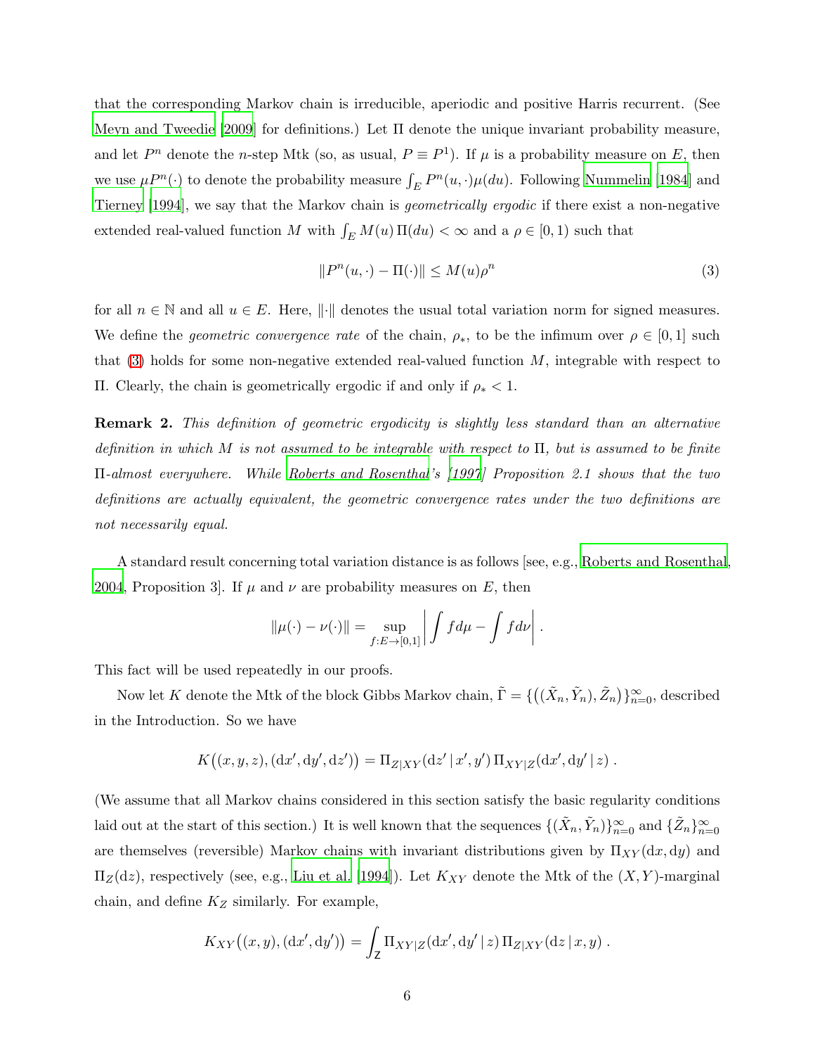that the corresponding Markov chain is irreducible, aperiodic and positive Harris recurrent. (See Meyn and Tweedie [2009] for definitions.) Let $\Pi$ denote the unique invariant probability measure, and let $P^n$ denote the $n$-step Mtk (so, as usual, $P \equiv P^1$). If $\mu$ is a probability measure on $E$, then we use $\mu P^n(\cdot)$ to denote the probability measure $\int_E P^n(u, \cdot)\mu(du)$. Following Nummelin [1984] and Tierney [1994], we say that the Markov chain is *geometrically ergodic* if there exist a non-negative extended real-valued function $M$ with $\int_E M(u)\,\Pi(du) < \infty$ and a $\rho \in [0, 1)$ such that

$$\|P^n(u, \cdot) - \Pi(\cdot)\| \le M(u)\rho^n \tag{3}$$

for all $n \in \mathbb{N}$ and all $u \in E$. Here, $\|\cdot\|$ denotes the usual total variation norm for signed measures. We define the *geometric convergence rate* of the chain, $\rho_*$, to be the infimum over $\rho \in [0, 1]$ such that (3) holds for some non-negative extended real-valued function $M$, integrable with respect to $\Pi$. Clearly, the chain is geometrically ergodic if and only if $\rho_* < 1$.

**Remark 2.** *This definition of geometric ergodicity is slightly less standard than an alternative definition in which $M$ is not assumed to be integrable with respect to $\Pi$, but is assumed to be finite $\Pi$-almost everywhere. While Roberts and Rosenthal's [1997] Proposition 2.1 shows that the two definitions are actually equivalent, the geometric convergence rates under the two definitions are not necessarily equal.*

A standard result concerning total variation distance is as follows [see, e.g., Roberts and Rosenthal, 2004, Proposition 3]. If $\mu$ and $\nu$ are probability measures on $E$, then

$$\|\mu(\cdot) - \nu(\cdot)\| = \sup_{f:E\to[0,1]} \left| \int f d\mu - \int f d\nu \right| .$$

This fact will be used repeatedly in our proofs.

Now let $K$ denote the Mtk of the block Gibbs Markov chain, $\tilde{\Gamma} = \{\big((\tilde{X}_n, \tilde{Y}_n), \tilde{Z}_n\big)\}_{n=0}^{\infty}$, described in the Introduction. So we have

$$K\big((x, y, z), (\mathrm{d}x', \mathrm{d}y', \mathrm{d}z')\big) = \Pi_{Z|XY}(\mathrm{d}z' \,|\, x', y')\, \Pi_{XY|Z}(\mathrm{d}x', \mathrm{d}y' \,|\, z) .$$

(We assume that all Markov chains considered in this section satisfy the basic regularity conditions laid out at the start of this section.) It is well known that the sequences $\{(\tilde{X}_n, \tilde{Y}_n)\}_{n=0}^{\infty}$ and $\{\tilde{Z}_n\}_{n=0}^{\infty}$ are themselves (reversible) Markov chains with invariant distributions given by $\Pi_{XY}(\mathrm{d}x, \mathrm{d}y)$ and $\Pi_Z(\mathrm{d}z)$, respectively (see, e.g., Liu et al. [1994]). Let $K_{XY}$ denote the Mtk of the $(X, Y)$-marginal chain, and define $K_Z$ similarly. For example,

$$K_{XY}\big((x, y), (\mathrm{d}x', \mathrm{d}y')\big) = \int_{\mathsf{Z}} \Pi_{XY|Z}(\mathrm{d}x', \mathrm{d}y' \,|\, z)\, \Pi_{Z|XY}(\mathrm{d}z \,|\, x, y) .$$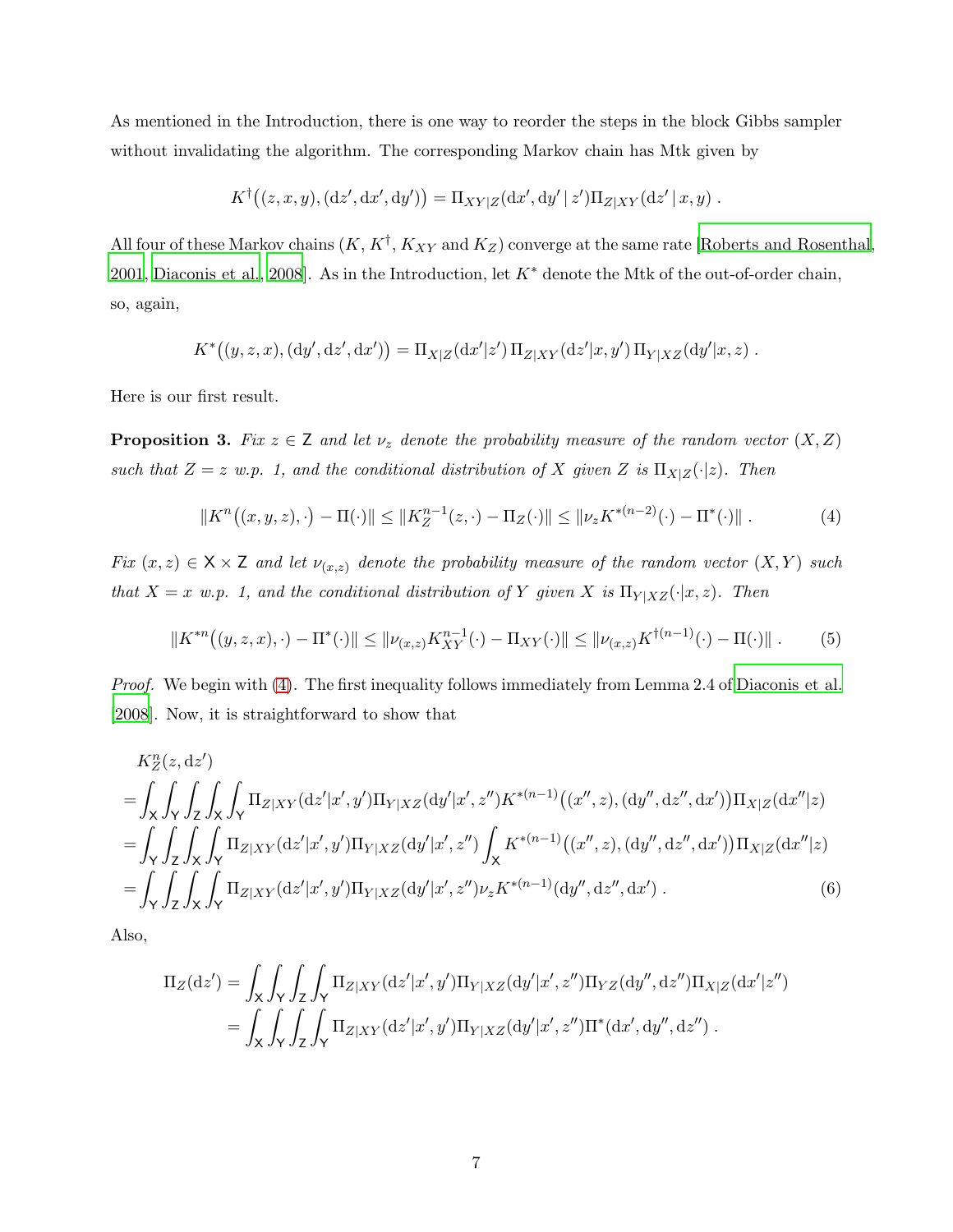As mentioned in the Introduction, there is one way to reorder the steps in the block Gibbs sampler without invalidating the algorithm. The corresponding Markov chain has Mtk given by

$$K^{\dagger}\big((z,x,y),(\mathrm{d}z',\mathrm{d}x',\mathrm{d}y')\big) = \Pi_{XY|Z}(\mathrm{d}x',\mathrm{d}y' \,|\, z')\Pi_{Z|XY}(\mathrm{d}z' \,|\, x,y) \;.$$

All four of these Markov chains ($K$, $K^{\dagger}$, $K_{XY}$ and $K_Z$) converge at the same rate [Roberts and Rosenthal, 2001, Diaconis et al., 2008]. As in the Introduction, let $K^*$ denote the Mtk of the out-of-order chain, so, again,

$$K^*\big((y,z,x),(\mathrm{d}y',\mathrm{d}z',\mathrm{d}x')\big) = \Pi_{X|Z}(\mathrm{d}x'|z')\,\Pi_{Z|XY}(\mathrm{d}z'|x,y')\,\Pi_{Y|XZ}(\mathrm{d}y'|x,z) \;.$$

Here is our first result.

**Proposition 3.** *Fix $z \in \mathsf{Z}$ and let $\nu_z$ denote the probability measure of the random vector $(X,Z)$ such that $Z = z$ w.p. 1, and the conditional distribution of $X$ given $Z$ is $\Pi_{X|Z}(\cdot|z)$. Then*

$$\|K^n\big((x,y,z),\cdot\big) - \Pi(\cdot)\| \le \|K_Z^{n-1}(z,\cdot) - \Pi_Z(\cdot)\| \le \|\nu_z K^{*(n-2)}(\cdot) - \Pi^*(\cdot)\| \;. \tag{4}$$

*Fix $(x,z) \in \mathsf{X}\times\mathsf{Z}$ and let $\nu_{(x,z)}$ denote the probability measure of the random vector $(X,Y)$ such that $X = x$ w.p. 1, and the conditional distribution of $Y$ given $X$ is $\Pi_{Y|XZ}(\cdot|x,z)$. Then*

$$\|K^{*n}\big((y,z,x),\cdot\big) - \Pi^*(\cdot)\| \le \|\nu_{(x,z)}K_{XY}^{n-1}(\cdot) - \Pi_{XY}(\cdot)\| \le \|\nu_{(x,z)}K^{\dagger(n-1)}(\cdot) - \Pi(\cdot)\| \;. \tag{5}$$

*Proof.* We begin with (4). The first inequality follows immediately from Lemma 2.4 of Diaconis et al. [2008]. Now, it is straightforward to show that

$$
\begin{aligned}
&K_Z^n(z,\mathrm{d}z') \\
&= \int_{\mathsf{X}}\int_{\mathsf{Y}}\int_{\mathsf{Z}}\int_{\mathsf{X}}\int_{\mathsf{Y}} \Pi_{Z|XY}(\mathrm{d}z'|x',y')\Pi_{Y|XZ}(\mathrm{d}y'|x',z'')K^{*(n-1)}\big((x'',z),(\mathrm{d}y'',\mathrm{d}z'',\mathrm{d}x')\big)\Pi_{X|Z}(\mathrm{d}x''|z) \\
&= \int_{\mathsf{Y}}\int_{\mathsf{Z}}\int_{\mathsf{X}}\int_{\mathsf{Y}} \Pi_{Z|XY}(\mathrm{d}z'|x',y')\Pi_{Y|XZ}(\mathrm{d}y'|x',z'')\int_{\mathsf{X}} K^{*(n-1)}\big((x'',z),(\mathrm{d}y'',\mathrm{d}z'',\mathrm{d}x')\big)\Pi_{X|Z}(\mathrm{d}x''|z) \\
&= \int_{\mathsf{Y}}\int_{\mathsf{Z}}\int_{\mathsf{X}}\int_{\mathsf{Y}} \Pi_{Z|XY}(\mathrm{d}z'|x',y')\Pi_{Y|XZ}(\mathrm{d}y'|x',z'')\nu_z K^{*(n-1)}(\mathrm{d}y'',\mathrm{d}z'',\mathrm{d}x') \;.
\end{aligned} \tag{6}
$$

Also,

$$
\begin{aligned}
\Pi_Z(\mathrm{d}z') &= \int_{\mathsf{X}}\int_{\mathsf{Y}}\int_{\mathsf{Z}}\int_{\mathsf{Y}} \Pi_{Z|XY}(\mathrm{d}z'|x',y')\Pi_{Y|XZ}(\mathrm{d}y'|x',z'')\Pi_{YZ}(\mathrm{d}y'',\mathrm{d}z'')\Pi_{X|Z}(\mathrm{d}x'|z'') \\
&= \int_{\mathsf{X}}\int_{\mathsf{Y}}\int_{\mathsf{Z}}\int_{\mathsf{Y}} \Pi_{Z|XY}(\mathrm{d}z'|x',y')\Pi_{Y|XZ}(\mathrm{d}y'|x',z'')\Pi^*(\mathrm{d}x',\mathrm{d}y'',\mathrm{d}z'') \;.
\end{aligned}
$$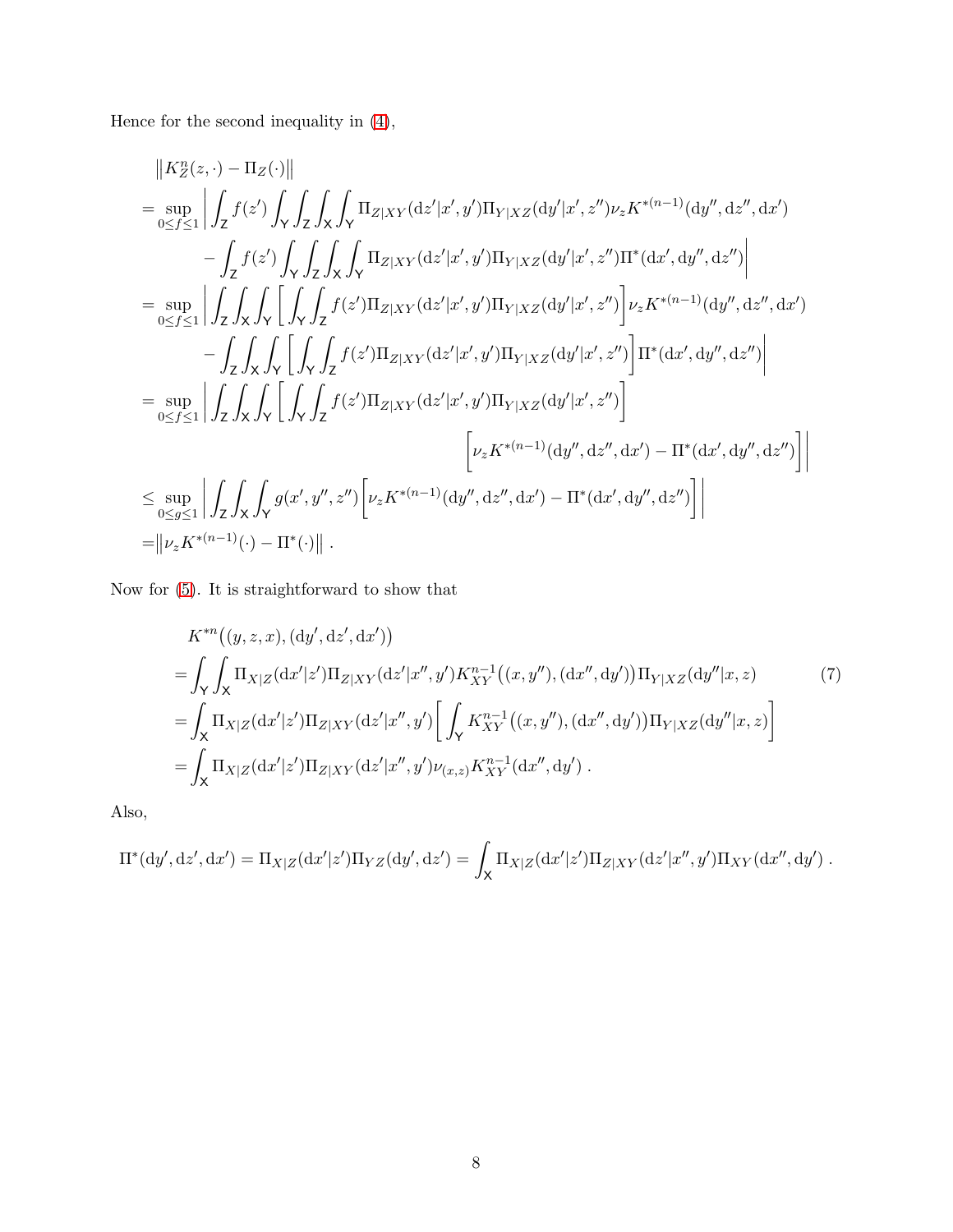Hence for the second inequality in (4),

$$
\begin{aligned}
&\left\|K_Z^n(z,\cdot)-\Pi_Z(\cdot)\right\| \\
&=\sup_{0\le f\le 1}\Bigg|\int_{\mathsf{Z}} f(z')\int_{\mathsf{Y}}\int_{\mathsf{Z}}\int_{\mathsf{X}}\int_{\mathsf{Y}}\Pi_{Z|XY}(\mathrm{d}z'|x',y')\Pi_{Y|XZ}(\mathrm{d}y'|x',z'')\nu_z K^{*(n-1)}(\mathrm{d}y'',\mathrm{d}z'',\mathrm{d}x') \\
&\qquad -\int_{\mathsf{Z}} f(z')\int_{\mathsf{Y}}\int_{\mathsf{Z}}\int_{\mathsf{X}}\int_{\mathsf{Y}}\Pi_{Z|XY}(\mathrm{d}z'|x',y')\Pi_{Y|XZ}(\mathrm{d}y'|x',z'')\Pi^*(\mathrm{d}x',\mathrm{d}y'',\mathrm{d}z'')\Bigg| \\
&=\sup_{0\le f\le 1}\Bigg|\int_{\mathsf{Z}}\int_{\mathsf{X}}\int_{\mathsf{Y}}\bigg[\int_{\mathsf{Y}}\int_{\mathsf{Z}} f(z')\Pi_{Z|XY}(\mathrm{d}z'|x',y')\Pi_{Y|XZ}(\mathrm{d}y'|x',z'')\bigg]\nu_z K^{*(n-1)}(\mathrm{d}y'',\mathrm{d}z'',\mathrm{d}x') \\
&\qquad -\int_{\mathsf{Z}}\int_{\mathsf{X}}\int_{\mathsf{Y}}\bigg[\int_{\mathsf{Y}}\int_{\mathsf{Z}} f(z')\Pi_{Z|XY}(\mathrm{d}z'|x',y')\Pi_{Y|XZ}(\mathrm{d}y'|x',z'')\bigg]\Pi^*(\mathrm{d}x',\mathrm{d}y'',\mathrm{d}z'')\Bigg| \\
&=\sup_{0\le f\le 1}\Bigg|\int_{\mathsf{Z}}\int_{\mathsf{X}}\int_{\mathsf{Y}}\bigg[\int_{\mathsf{Y}}\int_{\mathsf{Z}} f(z')\Pi_{Z|XY}(\mathrm{d}z'|x',y')\Pi_{Y|XZ}(\mathrm{d}y'|x',z'')\bigg] \\
&\qquad\qquad\qquad\qquad\bigg[\nu_z K^{*(n-1)}(\mathrm{d}y'',\mathrm{d}z'',\mathrm{d}x')-\Pi^*(\mathrm{d}x',\mathrm{d}y'',\mathrm{d}z'')\bigg]\Bigg| \\
&\le \sup_{0\le g\le 1}\Bigg|\int_{\mathsf{Z}}\int_{\mathsf{X}}\int_{\mathsf{Y}} g(x',y'',z'')\bigg[\nu_z K^{*(n-1)}(\mathrm{d}y'',\mathrm{d}z'',\mathrm{d}x')-\Pi^*(\mathrm{d}x',\mathrm{d}y'',\mathrm{d}z'')\bigg]\Bigg| \\
&=\left\|\nu_z K^{*(n-1)}(\cdot)-\Pi^*(\cdot)\right\| .
\end{aligned}
$$

Now for (5). It is straightforward to show that

$$
\begin{aligned}
&K^{*n}\big((y,z,x),(\mathrm{d}y',\mathrm{d}z',\mathrm{d}x')\big) \\
&=\int_{\mathsf{Y}}\int_{\mathsf{X}}\Pi_{X|Z}(\mathrm{d}x'|z')\Pi_{Z|XY}(\mathrm{d}z'|x'',y')K_{XY}^{n-1}\big((x,y''),(\mathrm{d}x'',\mathrm{d}y')\big)\Pi_{Y|XZ}(\mathrm{d}y''|x,z) \qquad (7)\\
&=\int_{\mathsf{X}}\Pi_{X|Z}(\mathrm{d}x'|z')\Pi_{Z|XY}(\mathrm{d}z'|x'',y')\bigg[\int_{\mathsf{Y}}K_{XY}^{n-1}\big((x,y''),(\mathrm{d}x'',\mathrm{d}y')\big)\Pi_{Y|XZ}(\mathrm{d}y''|x,z)\bigg] \\
&=\int_{\mathsf{X}}\Pi_{X|Z}(\mathrm{d}x'|z')\Pi_{Z|XY}(\mathrm{d}z'|x'',y')\nu_{(x,z)}K_{XY}^{n-1}(\mathrm{d}x'',\mathrm{d}y') .
\end{aligned}
$$

Also,

$$
\Pi^*(\mathrm{d}y',\mathrm{d}z',\mathrm{d}x')=\Pi_{X|Z}(\mathrm{d}x'|z')\Pi_{YZ}(\mathrm{d}y',\mathrm{d}z')=\int_{\mathsf{X}}\Pi_{X|Z}(\mathrm{d}x'|z')\Pi_{Z|XY}(\mathrm{d}z'|x'',y')\Pi_{XY}(\mathrm{d}x'',\mathrm{d}y') .
$$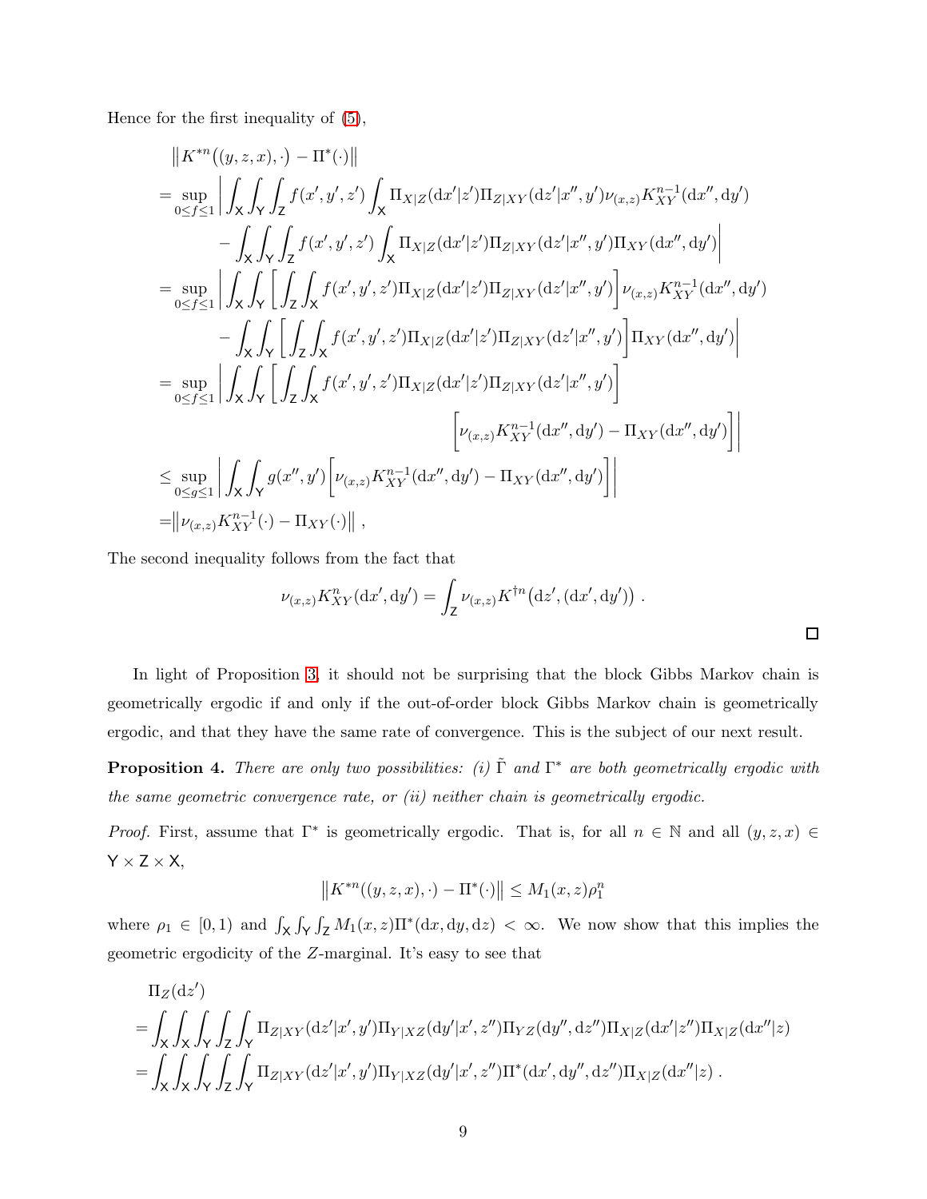Hence for the first inequality of (5),

$$
\begin{aligned}
&\left\| K^{*n}\big((y,z,x),\cdot\big) - \Pi^*(\cdot)\right\| \\
&= \sup_{0\le f\le 1} \bigg| \int_{\mathsf{X}}\int_{\mathsf{Y}}\int_{\mathsf{Z}} f(x',y',z') \int_{\mathsf{X}} \Pi_{X|Z}(\mathrm{d}x'|z')\Pi_{Z|XY}(\mathrm{d}z'|x'',y')\nu_{(x,z)}K_{XY}^{n-1}(\mathrm{d}x'',\mathrm{d}y') \\
&\qquad - \int_{\mathsf{X}}\int_{\mathsf{Y}}\int_{\mathsf{Z}} f(x',y',z') \int_{\mathsf{X}} \Pi_{X|Z}(\mathrm{d}x'|z')\Pi_{Z|XY}(\mathrm{d}z'|x'',y')\Pi_{XY}(\mathrm{d}x'',\mathrm{d}y')\bigg| \\
&= \sup_{0\le f\le 1} \bigg| \int_{\mathsf{X}}\int_{\mathsf{Y}} \bigg[\int_{\mathsf{Z}}\int_{\mathsf{X}} f(x',y',z')\Pi_{X|Z}(\mathrm{d}x'|z')\Pi_{Z|XY}(\mathrm{d}z'|x'',y')\bigg]\nu_{(x,z)}K_{XY}^{n-1}(\mathrm{d}x'',\mathrm{d}y') \\
&\qquad - \int_{\mathsf{X}}\int_{\mathsf{Y}} \bigg[\int_{\mathsf{Z}}\int_{\mathsf{X}} f(x',y',z')\Pi_{X|Z}(\mathrm{d}x'|z')\Pi_{Z|XY}(\mathrm{d}z'|x'',y')\bigg]\Pi_{XY}(\mathrm{d}x'',\mathrm{d}y')\bigg| \\
&= \sup_{0\le f\le 1} \bigg| \int_{\mathsf{X}}\int_{\mathsf{Y}} \bigg[\int_{\mathsf{Z}}\int_{\mathsf{X}} f(x',y',z')\Pi_{X|Z}(\mathrm{d}x'|z')\Pi_{Z|XY}(\mathrm{d}z'|x'',y')\bigg] \\
&\qquad\qquad \bigg[\nu_{(x,z)}K_{XY}^{n-1}(\mathrm{d}x'',\mathrm{d}y') - \Pi_{XY}(\mathrm{d}x'',\mathrm{d}y')\bigg]\bigg| \\
&\le \sup_{0\le g\le 1} \bigg| \int_{\mathsf{X}}\int_{\mathsf{Y}} g(x'',y')\bigg[\nu_{(x,z)}K_{XY}^{n-1}(\mathrm{d}x'',\mathrm{d}y') - \Pi_{XY}(\mathrm{d}x'',\mathrm{d}y')\bigg]\bigg| \\
&= \left\|\nu_{(x,z)}K_{XY}^{n-1}(\cdot) - \Pi_{XY}(\cdot)\right\| ,
\end{aligned}
$$

The second inequality follows from the fact that

$$
\nu_{(x,z)}K_{XY}^{n}(\mathrm{d}x',\mathrm{d}y') = \int_{\mathsf{Z}} \nu_{(x,z)}K^{\dagger n}\big(\mathrm{d}z',(\mathrm{d}x',\mathrm{d}y')\big) \ .
$$

□

In light of Proposition 3, it should not be surprising that the block Gibbs Markov chain is geometrically ergodic if and only if the out-of-order block Gibbs Markov chain is geometrically ergodic, and that they have the same rate of convergence. This is the subject of our next result.

**Proposition 4.** *There are only two possibilities: (i) $\tilde{\Gamma}$ and $\Gamma^*$ are both geometrically ergodic with the same geometric convergence rate, or (ii) neither chain is geometrically ergodic.*

*Proof.* First, assume that $\Gamma^*$ is geometrically ergodic. That is, for all $n\in\mathbb{N}$ and all $(y,z,x)\in \mathsf{Y}\times\mathsf{Z}\times\mathsf{X}$,

$$
\left\|K^{*n}((y,z,x),\cdot) - \Pi^*(\cdot)\right\| \le M_1(x,z)\rho_1^n
$$

where $\rho_1\in[0,1)$ and $\int_{\mathsf{X}}\int_{\mathsf{Y}}\int_{\mathsf{Z}} M_1(x,z)\Pi^*(\mathrm{d}x,\mathrm{d}y,\mathrm{d}z) < \infty$. We now show that this implies the geometric ergodicity of the $Z$-marginal. It's easy to see that

$$
\begin{aligned}
&\Pi_Z(\mathrm{d}z') \\
&= \int_{\mathsf{X}}\int_{\mathsf{X}}\int_{\mathsf{Y}}\int_{\mathsf{Z}}\int_{\mathsf{Y}} \Pi_{Z|XY}(\mathrm{d}z'|x',y')\Pi_{Y|XZ}(\mathrm{d}y'|x',z'')\Pi_{YZ}(\mathrm{d}y'',\mathrm{d}z'')\Pi_{X|Z}(\mathrm{d}x'|z'')\Pi_{X|Z}(\mathrm{d}x''|z) \\
&= \int_{\mathsf{X}}\int_{\mathsf{X}}\int_{\mathsf{Y}}\int_{\mathsf{Z}}\int_{\mathsf{Y}} \Pi_{Z|XY}(\mathrm{d}z'|x',y')\Pi_{Y|XZ}(\mathrm{d}y'|x',z'')\Pi^*(\mathrm{d}x',\mathrm{d}y'',\mathrm{d}z'')\Pi_{X|Z}(\mathrm{d}x''|z) \ .
\end{aligned}
$$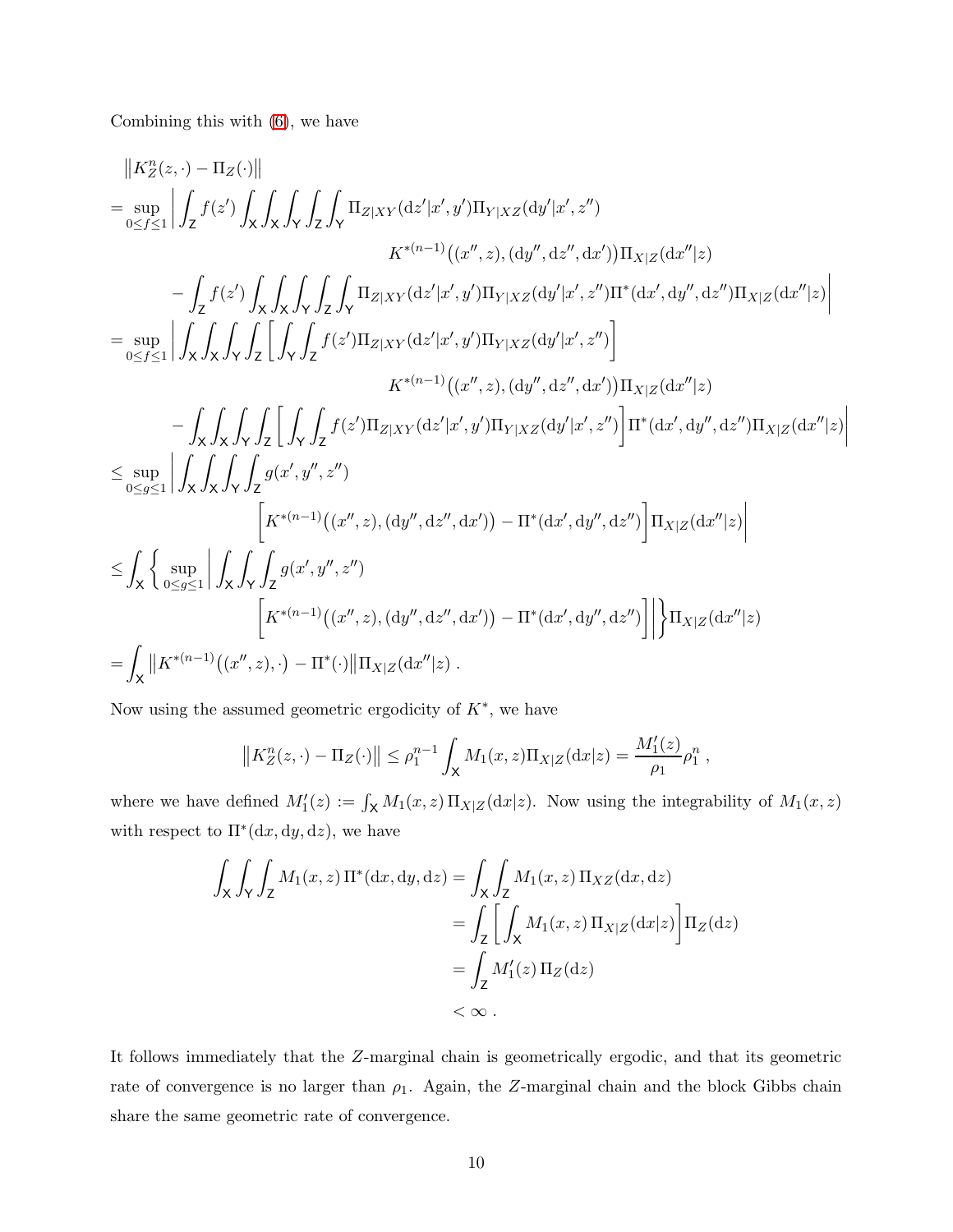Combining this with (6), we have

$$
\begin{aligned}
&\left\| K_Z^n(z,\cdot) - \Pi_Z(\cdot) \right\| \\
&= \sup_{0\le f\le 1} \Bigg| \int_{\mathsf{Z}} f(z') \int_{\mathsf{X}}\int_{\mathsf{X}}\int_{\mathsf{Y}}\int_{\mathsf{Z}}\int_{\mathsf{Y}} \Pi_{Z|XY}(\mathrm{d}z'|x',y')\Pi_{Y|XZ}(\mathrm{d}y'|x',z'') \\
&\qquad\qquad K^{*(n-1)}\big((x'',z),(\mathrm{d}y'',\mathrm{d}z'',\mathrm{d}x')\big)\Pi_{X|Z}(\mathrm{d}x''|z) \\
&\qquad - \int_{\mathsf{Z}} f(z') \int_{\mathsf{X}}\int_{\mathsf{X}}\int_{\mathsf{Y}}\int_{\mathsf{Z}}\int_{\mathsf{Y}} \Pi_{Z|XY}(\mathrm{d}z'|x',y')\Pi_{Y|XZ}(\mathrm{d}y'|x',z'')\Pi^*(\mathrm{d}x',\mathrm{d}y'',\mathrm{d}z'')\Pi_{X|Z}(\mathrm{d}x''|z) \Bigg| \\
&= \sup_{0\le f\le 1} \Bigg| \int_{\mathsf{X}}\int_{\mathsf{X}}\int_{\mathsf{Y}}\int_{\mathsf{Z}} \bigg[ \int_{\mathsf{Y}}\int_{\mathsf{Z}} f(z')\Pi_{Z|XY}(\mathrm{d}z'|x',y')\Pi_{Y|XZ}(\mathrm{d}y'|x',z'') \bigg] \\
&\qquad\qquad K^{*(n-1)}\big((x'',z),(\mathrm{d}y'',\mathrm{d}z'',\mathrm{d}x')\big)\Pi_{X|Z}(\mathrm{d}x''|z) \\
&\qquad - \int_{\mathsf{X}}\int_{\mathsf{X}}\int_{\mathsf{Y}}\int_{\mathsf{Z}} \bigg[ \int_{\mathsf{Y}}\int_{\mathsf{Z}} f(z')\Pi_{Z|XY}(\mathrm{d}z'|x',y')\Pi_{Y|XZ}(\mathrm{d}y'|x',z'') \bigg] \Pi^*(\mathrm{d}x',\mathrm{d}y'',\mathrm{d}z'')\Pi_{X|Z}(\mathrm{d}x''|z) \Bigg| \\
&\le \sup_{0\le g\le 1} \Bigg| \int_{\mathsf{X}}\int_{\mathsf{X}}\int_{\mathsf{Y}}\int_{\mathsf{Z}} g(x',y'',z'') \\
&\qquad\qquad \bigg[ K^{*(n-1)}\big((x'',z),(\mathrm{d}y'',\mathrm{d}z'',\mathrm{d}x')\big) - \Pi^*(\mathrm{d}x',\mathrm{d}y'',\mathrm{d}z'') \bigg] \Pi_{X|Z}(\mathrm{d}x''|z) \Bigg| \\
&\le \int_{\mathsf{X}} \Bigg\{ \sup_{0\le g\le 1} \Bigg| \int_{\mathsf{X}}\int_{\mathsf{Y}}\int_{\mathsf{Z}} g(x',y'',z'') \\
&\qquad\qquad \bigg[ K^{*(n-1)}\big((x'',z),(\mathrm{d}y'',\mathrm{d}z'',\mathrm{d}x')\big) - \Pi^*(\mathrm{d}x',\mathrm{d}y'',\mathrm{d}z'') \bigg] \Bigg| \Bigg\} \Pi_{X|Z}(\mathrm{d}x''|z) \\
&= \int_{\mathsf{X}} \left\| K^{*(n-1)}\big((x'',z),\cdot\big) - \Pi^*(\cdot) \right\| \Pi_{X|Z}(\mathrm{d}x''|z) \,.
\end{aligned}
$$

Now using the assumed geometric ergodicity of $K^*$, we have

$$
\left\| K_Z^n(z,\cdot) - \Pi_Z(\cdot) \right\| \le \rho_1^{n-1} \int_{\mathsf{X}} M_1(x,z)\Pi_{X|Z}(\mathrm{d}x|z) = \frac{M_1'(z)}{\rho_1}\rho_1^n \,,
$$

where we have defined $M_1'(z) := \int_{\mathsf{X}} M_1(x,z)\,\Pi_{X|Z}(\mathrm{d}x|z)$. Now using the integrability of $M_1(x,z)$ with respect to $\Pi^*(\mathrm{d}x,\mathrm{d}y,\mathrm{d}z)$, we have

$$
\begin{aligned}
\int_{\mathsf{X}}\int_{\mathsf{Y}}\int_{\mathsf{Z}} M_1(x,z)\,\Pi^*(\mathrm{d}x,\mathrm{d}y,\mathrm{d}z) &= \int_{\mathsf{X}}\int_{\mathsf{Z}} M_1(x,z)\,\Pi_{XZ}(\mathrm{d}x,\mathrm{d}z) \\
&= \int_{\mathsf{Z}} \bigg[ \int_{\mathsf{X}} M_1(x,z)\,\Pi_{X|Z}(\mathrm{d}x|z) \bigg] \Pi_Z(\mathrm{d}z) \\
&= \int_{\mathsf{Z}} M_1'(z)\,\Pi_Z(\mathrm{d}z) \\
&< \infty \,.
\end{aligned}
$$

It follows immediately that the $Z$-marginal chain is geometrically ergodic, and that its geometric rate of convergence is no larger than $\rho_1$. Again, the $Z$-marginal chain and the block Gibbs chain share the same geometric rate of convergence.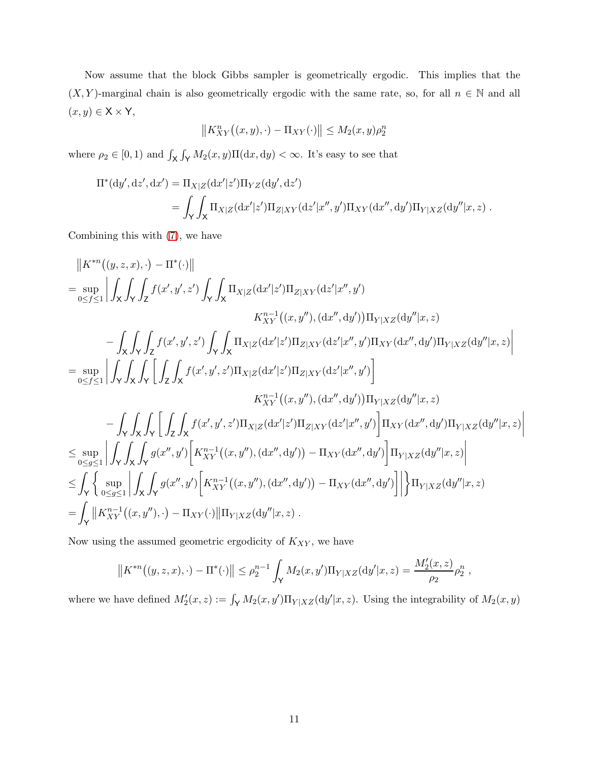Now assume that the block Gibbs sampler is geometrically ergodic. This implies that the $(X,Y)$-marginal chain is also geometrically ergodic with the same rate, so, for all $n \in \mathbb{N}$ and all $(x,y) \in \mathsf{X} \times \mathsf{Y}$,

$$\left\| K_{XY}^n\big((x,y),\cdot\big) - \Pi_{XY}(\cdot) \right\| \le M_2(x,y)\rho_2^n$$

where $\rho_2 \in [0,1)$ and $\int_{\mathsf{X}} \int_{\mathsf{Y}} M_2(x,y)\Pi(\mathrm{d}x,\mathrm{d}y) < \infty$. It's easy to see that

$$\begin{aligned}
\Pi^*(\mathrm{d}y', \mathrm{d}z', \mathrm{d}x') &= \Pi_{X|Z}(\mathrm{d}x'|z')\Pi_{YZ}(\mathrm{d}y', \mathrm{d}z') \\
&= \int_{\mathsf{Y}} \int_{\mathsf{X}} \Pi_{X|Z}(\mathrm{d}x'|z')\Pi_{Z|XY}(\mathrm{d}z'|x'', y')\Pi_{XY}(\mathrm{d}x'', \mathrm{d}y')\Pi_{Y|XZ}(\mathrm{d}y''|x,z) \,.
\end{aligned}$$

Combining this with (7), we have

$$\begin{aligned}
&\left\| K^{*n}\big((y,z,x),\cdot\big) - \Pi^*(\cdot) \right\| \\
&= \sup_{0 \le f \le 1} \bigg| \int_{\mathsf{X}} \int_{\mathsf{Y}} \int_{\mathsf{Z}} f(x',y',z') \int_{\mathsf{Y}} \int_{\mathsf{X}} \Pi_{X|Z}(\mathrm{d}x'|z')\Pi_{Z|XY}(\mathrm{d}z'|x'',y') \\
&\qquad\qquad K_{XY}^{n-1}\big((x,y''),(\mathrm{d}x'',\mathrm{d}y')\big)\Pi_{Y|XZ}(\mathrm{d}y''|x,z) \\
&\qquad - \int_{\mathsf{X}} \int_{\mathsf{Y}} \int_{\mathsf{Z}} f(x',y',z') \int_{\mathsf{Y}} \int_{\mathsf{X}} \Pi_{X|Z}(\mathrm{d}x'|z')\Pi_{Z|XY}(\mathrm{d}z'|x'',y')\Pi_{XY}(\mathrm{d}x'',\mathrm{d}y')\Pi_{Y|XZ}(\mathrm{d}y''|x,z) \bigg| \\
&= \sup_{0 \le f \le 1} \bigg| \int_{\mathsf{Y}} \int_{\mathsf{X}} \int_{\mathsf{Y}} \bigg[ \int_{\mathsf{Z}} \int_{\mathsf{X}} f(x',y',z')\Pi_{X|Z}(\mathrm{d}x'|z')\Pi_{Z|XY}(\mathrm{d}z'|x'',y') \bigg] \\
&\qquad\qquad K_{XY}^{n-1}\big((x,y''),(\mathrm{d}x'',\mathrm{d}y')\big)\Pi_{Y|XZ}(\mathrm{d}y''|x,z) \\
&\qquad - \int_{\mathsf{Y}} \int_{\mathsf{X}} \int_{\mathsf{Y}} \bigg[ \int_{\mathsf{Z}} \int_{\mathsf{X}} f(x',y',z')\Pi_{X|Z}(\mathrm{d}x'|z')\Pi_{Z|XY}(\mathrm{d}z'|x'',y') \bigg] \Pi_{XY}(\mathrm{d}x'',\mathrm{d}y')\Pi_{Y|XZ}(\mathrm{d}y''|x,z) \bigg| \\
&\le \sup_{0 \le g \le 1} \bigg| \int_{\mathsf{Y}} \int_{\mathsf{X}} \int_{\mathsf{Y}} g(x'',y') \Big[ K_{XY}^{n-1}\big((x,y''),(\mathrm{d}x'',\mathrm{d}y')\big) - \Pi_{XY}(\mathrm{d}x'',\mathrm{d}y') \Big] \Pi_{Y|XZ}(\mathrm{d}y''|x,z) \bigg| \\
&\le \int_{\mathsf{Y}} \bigg\{ \sup_{0 \le g \le 1} \bigg| \int_{\mathsf{X}} \int_{\mathsf{Y}} g(x'',y') \Big[ K_{XY}^{n-1}\big((x,y''),(\mathrm{d}x'',\mathrm{d}y')\big) - \Pi_{XY}(\mathrm{d}x'',\mathrm{d}y') \Big] \bigg| \bigg\} \Pi_{Y|XZ}(\mathrm{d}y''|x,z) \\
&= \int_{\mathsf{Y}} \left\| K_{XY}^{n-1}\big((x,y''),\cdot\big) - \Pi_{XY}(\cdot) \right\| \Pi_{Y|XZ}(\mathrm{d}y''|x,z) \,.
\end{aligned}$$

Now using the assumed geometric ergodicity of $K_{XY}$, we have

$$\left\| K^{*n}\big((y,z,x),\cdot\big) - \Pi^*(\cdot) \right\| \le \rho_2^{n-1} \int_{\mathsf{Y}} M_2(x,y')\Pi_{Y|XZ}(\mathrm{d}y'|x,z) = \frac{M_2'(x,z)}{\rho_2}\rho_2^n \,,$$

where we have defined $M_2'(x,z) := \int_{\mathsf{Y}} M_2(x,y')\Pi_{Y|XZ}(\mathrm{d}y'|x,z)$. Using the integrability of $M_2(x,y)$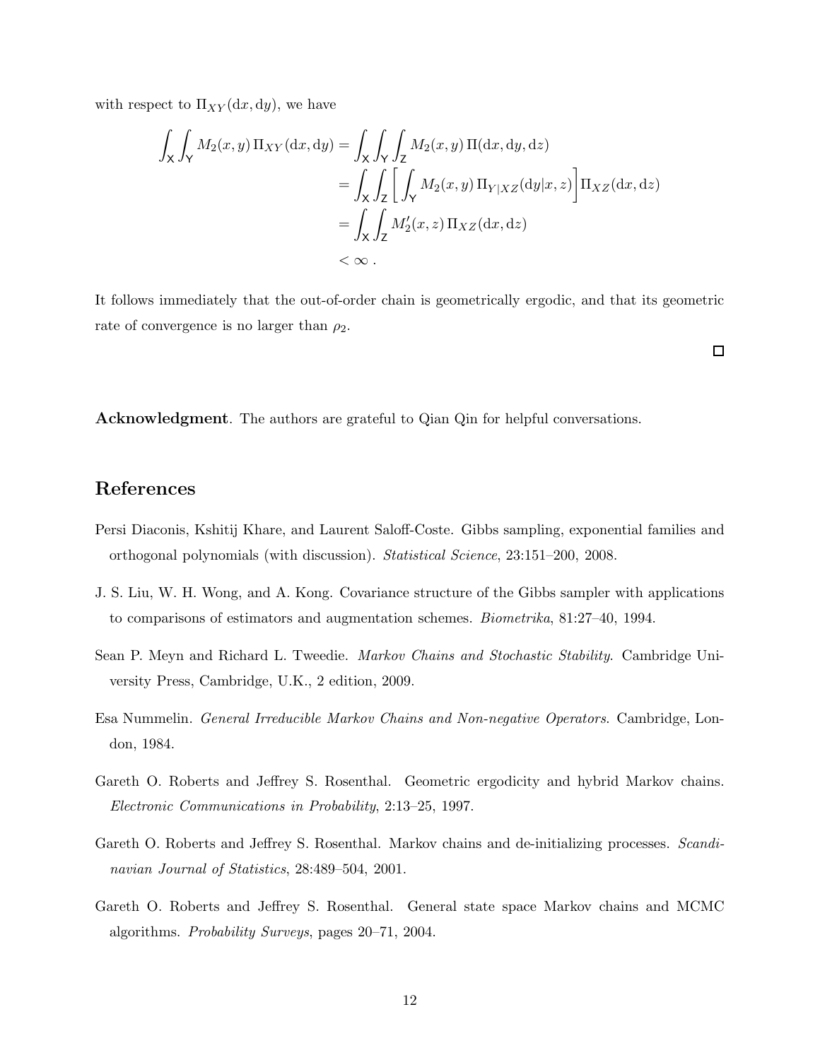with respect to $\Pi_{XY}(\mathrm{d}x, \mathrm{d}y)$, we have

$$
\begin{aligned}
\int_{\mathsf{X}} \int_{\mathsf{Y}} M_2(x,y)\, \Pi_{XY}(\mathrm{d}x, \mathrm{d}y) &= \int_{\mathsf{X}} \int_{\mathsf{Y}} \int_{\mathsf{Z}} M_2(x,y)\, \Pi(\mathrm{d}x, \mathrm{d}y, \mathrm{d}z) \\
&= \int_{\mathsf{X}} \int_{\mathsf{Z}} \left[ \int_{\mathsf{Y}} M_2(x,y)\, \Pi_{Y|XZ}(\mathrm{d}y|x,z) \right] \Pi_{XZ}(\mathrm{d}x, \mathrm{d}z) \\
&= \int_{\mathsf{X}} \int_{\mathsf{Z}} M_2'(x,z)\, \Pi_{XZ}(\mathrm{d}x, \mathrm{d}z) \\
&< \infty \, .
\end{aligned}
$$

It follows immediately that the out-of-order chain is geometrically ergodic, and that its geometric rate of convergence is no larger than $\rho_2$.

□

**Acknowledgment**. The authors are grateful to Qian Qin for helpful conversations.

## References

Persi Diaconis, Kshitij Khare, and Laurent Saloff-Coste. Gibbs sampling, exponential families and orthogonal polynomials (with discussion). *Statistical Science*, 23:151–200, 2008.

J. S. Liu, W. H. Wong, and A. Kong. Covariance structure of the Gibbs sampler with applications to comparisons of estimators and augmentation schemes. *Biometrika*, 81:27–40, 1994.

Sean P. Meyn and Richard L. Tweedie. *Markov Chains and Stochastic Stability*. Cambridge University Press, Cambridge, U.K., 2 edition, 2009.

Esa Nummelin. *General Irreducible Markov Chains and Non-negative Operators*. Cambridge, London, 1984.

Gareth O. Roberts and Jeffrey S. Rosenthal. Geometric ergodicity and hybrid Markov chains. *Electronic Communications in Probability*, 2:13–25, 1997.

Gareth O. Roberts and Jeffrey S. Rosenthal. Markov chains and de-initializing processes. *Scandinavian Journal of Statistics*, 28:489–504, 2001.

Gareth O. Roberts and Jeffrey S. Rosenthal. General state space Markov chains and MCMC algorithms. *Probability Surveys*, pages 20–71, 2004.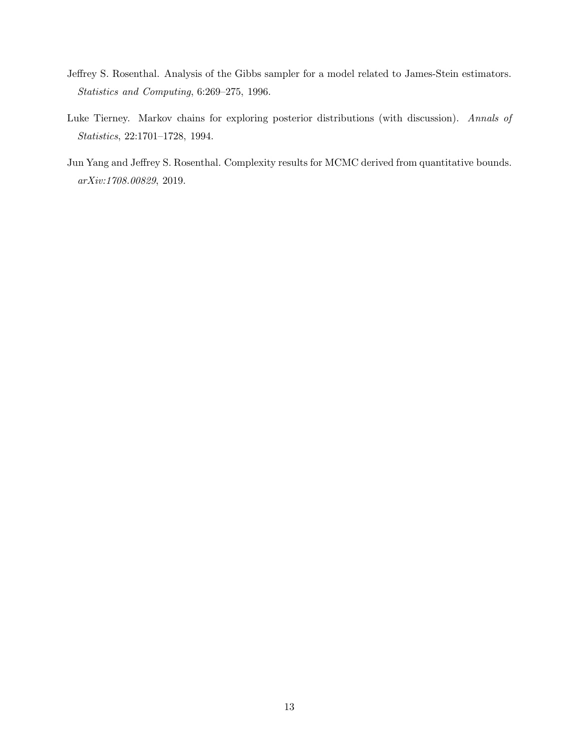Jeffrey S. Rosenthal. Analysis of the Gibbs sampler for a model related to James-Stein estimators. *Statistics and Computing*, 6:269–275, 1996.

Luke Tierney. Markov chains for exploring posterior distributions (with discussion). *Annals of Statistics*, 22:1701–1728, 1994.

Jun Yang and Jeffrey S. Rosenthal. Complexity results for MCMC derived from quantitative bounds. *arXiv:1708.00829*, 2019.